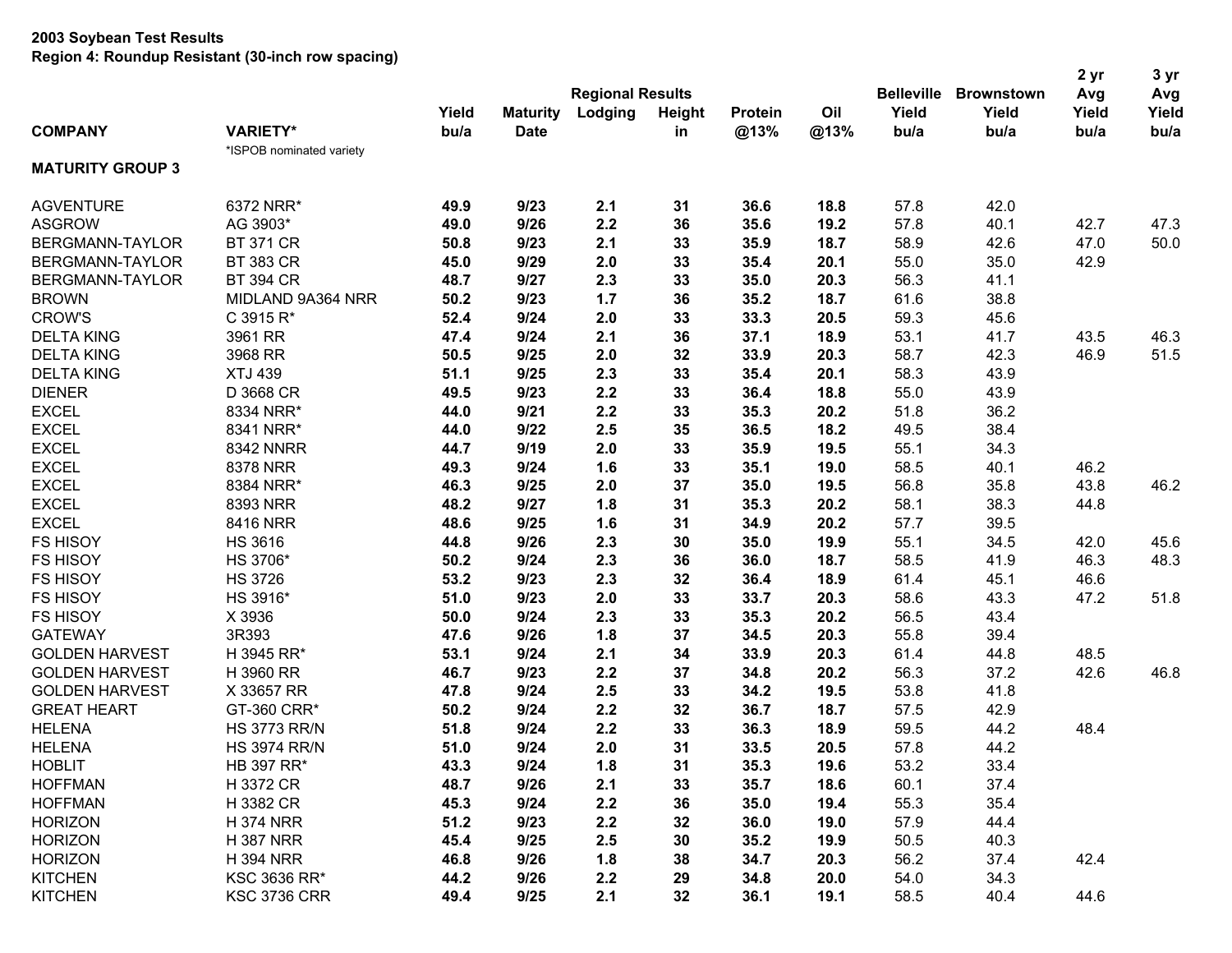**2003 Soybean Test Results**
**Region 4: Roundup Resistant (30-inch row spacing)**

| COMPANY | VARIETY* | Yield bu/a | Maturity Date | Regional Results Lodging | Height in | Protein @13% | Oil @13% | Belleville Yield bu/a | Brownstown Yield bu/a | 2 yr Avg Yield bu/a | 3 yr Avg Yield bu/a |
|---|---|---|---|---|---|---|---|---|---|---|---|
| | *ISPOB nominated variety | | | | | | | | | | |
| **MATURITY GROUP 3** | | | | | | | | | | | |
| AGVENTURE | 6372 NRR* | **49.9** | **9/23** | **2.1** | **31** | **36.6** | **18.8** | 57.8 | 42.0 | | |
| ASGROW | AG 3903* | **49.0** | **9/26** | **2.2** | **36** | **35.6** | **19.2** | 57.8 | 40.1 | 42.7 | 47.3 |
| BERGMANN-TAYLOR | BT 371 CR | **50.8** | **9/23** | **2.1** | **33** | **35.9** | **18.7** | 58.9 | 42.6 | 47.0 | 50.0 |
| BERGMANN-TAYLOR | BT 383 CR | **45.0** | **9/29** | **2.0** | **33** | **35.4** | **20.1** | 55.0 | 35.0 | 42.9 | |
| BERGMANN-TAYLOR | BT 394 CR | **48.7** | **9/27** | **2.3** | **33** | **35.0** | **20.3** | 56.3 | 41.1 | | |
| BROWN | MIDLAND 9A364 NRR | **50.2** | **9/23** | **1.7** | **36** | **35.2** | **18.7** | 61.6 | 38.8 | | |
| CROW'S | C 3915 R* | **52.4** | **9/24** | **2.0** | **33** | **33.3** | **20.5** | 59.3 | 45.6 | | |
| DELTA KING | 3961 RR | **47.4** | **9/24** | **2.1** | **36** | **37.1** | **18.9** | 53.1 | 41.7 | 43.5 | 46.3 |
| DELTA KING | 3968 RR | **50.5** | **9/25** | **2.0** | **32** | **33.9** | **20.3** | 58.7 | 42.3 | 46.9 | 51.5 |
| DELTA KING | XTJ 439 | **51.1** | **9/25** | **2.3** | **33** | **35.4** | **20.1** | 58.3 | 43.9 | | |
| DIENER | D 3668 CR | **49.5** | **9/23** | **2.2** | **33** | **36.4** | **18.8** | 55.0 | 43.9 | | |
| EXCEL | 8334 NRR* | **44.0** | **9/21** | **2.2** | **33** | **35.3** | **20.2** | 51.8 | 36.2 | | |
| EXCEL | 8341 NRR* | **44.0** | **9/22** | **2.5** | **35** | **36.5** | **18.2** | 49.5 | 38.4 | | |
| EXCEL | 8342 NNRR | **44.7** | **9/19** | **2.0** | **33** | **35.9** | **19.5** | 55.1 | 34.3 | | |
| EXCEL | 8378 NRR | **49.3** | **9/24** | **1.6** | **33** | **35.1** | **19.0** | 58.5 | 40.1 | 46.2 | |
| EXCEL | 8384 NRR* | **46.3** | **9/25** | **2.0** | **37** | **35.0** | **19.5** | 56.8 | 35.8 | 43.8 | 46.2 |
| EXCEL | 8393 NRR | **48.2** | **9/27** | **1.8** | **31** | **35.3** | **20.2** | 58.1 | 38.3 | 44.8 | |
| EXCEL | 8416 NRR | **48.6** | **9/25** | **1.6** | **31** | **34.9** | **20.2** | 57.7 | 39.5 | | |
| FS HISOY | HS 3616 | **44.8** | **9/26** | **2.3** | **30** | **35.0** | **19.9** | 55.1 | 34.5 | 42.0 | 45.6 |
| FS HISOY | HS 3706* | **50.2** | **9/24** | **2.3** | **36** | **36.0** | **18.7** | 58.5 | 41.9 | 46.3 | 48.3 |
| FS HISOY | HS 3726 | **53.2** | **9/23** | **2.3** | **32** | **36.4** | **18.9** | 61.4 | 45.1 | 46.6 | |
| FS HISOY | HS 3916* | **51.0** | **9/23** | **2.0** | **33** | **33.7** | **20.3** | 58.6 | 43.3 | 47.2 | 51.8 |
| FS HISOY | X 3936 | **50.0** | **9/24** | **2.3** | **33** | **35.3** | **20.2** | 56.5 | 43.4 | | |
| GATEWAY | 3R393 | **47.6** | **9/26** | **1.8** | **37** | **34.5** | **20.3** | 55.8 | 39.4 | | |
| GOLDEN HARVEST | H 3945 RR* | **53.1** | **9/24** | **2.1** | **34** | **33.9** | **20.3** | 61.4 | 44.8 | 48.5 | |
| GOLDEN HARVEST | H 3960 RR | **46.7** | **9/23** | **2.2** | **37** | **34.8** | **20.2** | 56.3 | 37.2 | 42.6 | 46.8 |
| GOLDEN HARVEST | X 33657 RR | **47.8** | **9/24** | **2.5** | **33** | **34.2** | **19.5** | 53.8 | 41.8 | | |
| GREAT HEART | GT-360 CRR* | **50.2** | **9/24** | **2.2** | **32** | **36.7** | **18.7** | 57.5 | 42.9 | | |
| HELENA | HS 3773 RR/N | **51.8** | **9/24** | **2.2** | **33** | **36.3** | **18.9** | 59.5 | 44.2 | 48.4 | |
| HELENA | HS 3974 RR/N | **51.0** | **9/24** | **2.0** | **31** | **33.5** | **20.5** | 57.8 | 44.2 | | |
| HOBLIT | HB 397 RR* | **43.3** | **9/24** | **1.8** | **31** | **35.3** | **19.6** | 53.2 | 33.4 | | |
| HOFFMAN | H 3372 CR | **48.7** | **9/26** | **2.1** | **33** | **35.7** | **18.6** | 60.1 | 37.4 | | |
| HOFFMAN | H 3382 CR | **45.3** | **9/24** | **2.2** | **36** | **35.0** | **19.4** | 55.3 | 35.4 | | |
| HORIZON | H 374 NRR | **51.2** | **9/23** | **2.2** | **32** | **36.0** | **19.0** | 57.9 | 44.4 | | |
| HORIZON | H 387 NRR | **45.4** | **9/25** | **2.5** | **30** | **35.2** | **19.9** | 50.5 | 40.3 | | |
| HORIZON | H 394 NRR | **46.8** | **9/26** | **1.8** | **38** | **34.7** | **20.3** | 56.2 | 37.4 | 42.4 | |
| KITCHEN | KSC 3636 RR* | **44.2** | **9/26** | **2.2** | **29** | **34.8** | **20.0** | 54.0 | 34.3 | | |
| KITCHEN | KSC 3736 CRR | **49.4** | **9/25** | **2.1** | **32** | **36.1** | **19.1** | 58.5 | 40.4 | 44.6 | |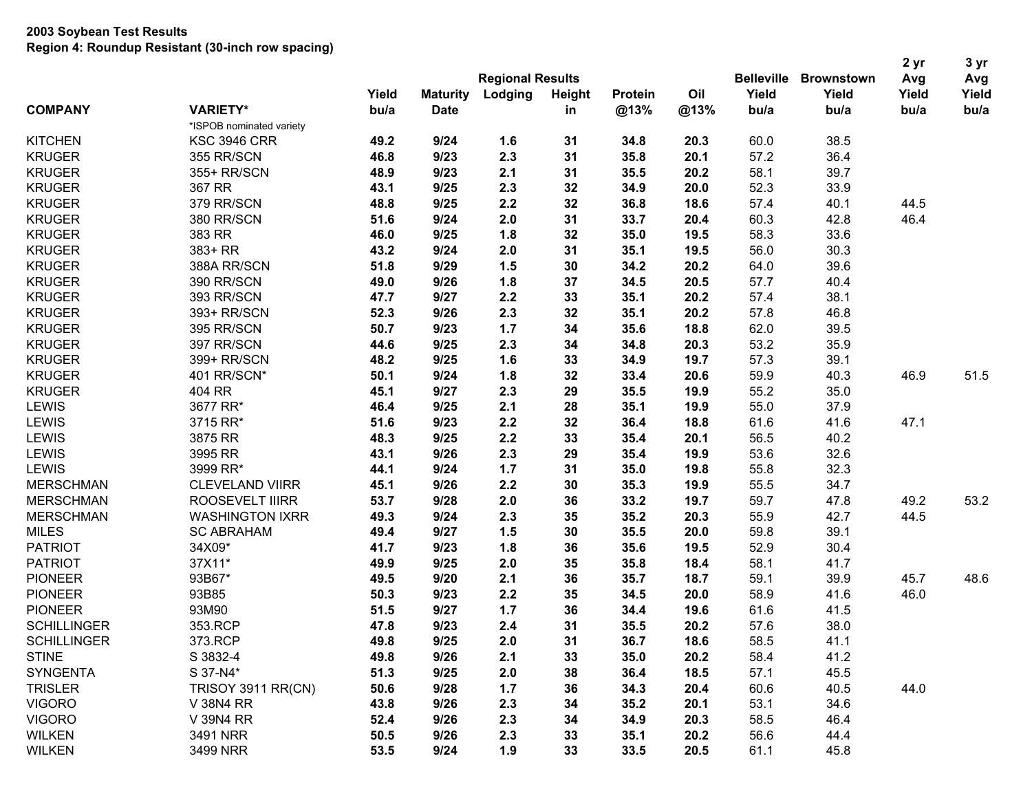**2003 Soybean Test Results**
**Region 4: Roundup Resistant (30-inch row spacing)**

| COMPANY | VARIETY* | Yield bu/a | Maturity Date | Lodging | Height in | Protein @13% | Oil @13% | Belleville Yield bu/a | Brownstown Yield bu/a | 2 yr Avg Yield bu/a | 3 yr Avg Yield bu/a |
|---|---|---|---|---|---|---|---|---|---|---|---|
| | | Regional Results | | | | | | | | | |
| | *ISPOB nominated variety | | | | | | | | | | |
| KITCHEN | KSC 3946 CRR | **49.2** | **9/24** | **1.6** | **31** | **34.8** | **20.3** | 60.0 | 38.5 | | |
| KRUGER | 355 RR/SCN | **46.8** | **9/23** | **2.3** | **31** | **35.8** | **20.1** | 57.2 | 36.4 | | |
| KRUGER | 355+ RR/SCN | **48.9** | **9/23** | **2.1** | **31** | **35.5** | **20.2** | 58.1 | 39.7 | | |
| KRUGER | 367 RR | **43.1** | **9/25** | **2.3** | **32** | **34.9** | **20.0** | 52.3 | 33.9 | | |
| KRUGER | 379 RR/SCN | **48.8** | **9/25** | **2.2** | **32** | **36.8** | **18.6** | 57.4 | 40.1 | 44.5 | |
| KRUGER | 380 RR/SCN | **51.6** | **9/24** | **2.0** | **31** | **33.7** | **20.4** | 60.3 | 42.8 | 46.4 | |
| KRUGER | 383 RR | **46.0** | **9/25** | **1.8** | **32** | **35.0** | **19.5** | 58.3 | 33.6 | | |
| KRUGER | 383+ RR | **43.2** | **9/24** | **2.0** | **31** | **35.1** | **19.5** | 56.0 | 30.3 | | |
| KRUGER | 388A RR/SCN | **51.8** | **9/29** | **1.5** | **30** | **34.2** | **20.2** | 64.0 | 39.6 | | |
| KRUGER | 390 RR/SCN | **49.0** | **9/26** | **1.8** | **37** | **34.5** | **20.5** | 57.7 | 40.4 | | |
| KRUGER | 393 RR/SCN | **47.7** | **9/27** | **2.2** | **33** | **35.1** | **20.2** | 57.4 | 38.1 | | |
| KRUGER | 393+ RR/SCN | **52.3** | **9/26** | **2.3** | **32** | **35.1** | **20.2** | 57.8 | 46.8 | | |
| KRUGER | 395 RR/SCN | **50.7** | **9/23** | **1.7** | **34** | **35.6** | **18.8** | 62.0 | 39.5 | | |
| KRUGER | 397 RR/SCN | **44.6** | **9/25** | **2.3** | **34** | **34.8** | **20.3** | 53.2 | 35.9 | | |
| KRUGER | 399+ RR/SCN | **48.2** | **9/25** | **1.6** | **33** | **34.9** | **19.7** | 57.3 | 39.1 | | |
| KRUGER | 401 RR/SCN* | **50.1** | **9/24** | **1.8** | **32** | **33.4** | **20.6** | 59.9 | 40.3 | 46.9 | 51.5 |
| KRUGER | 404 RR | **45.1** | **9/27** | **2.3** | **29** | **35.5** | **19.9** | 55.2 | 35.0 | | |
| LEWIS | 3677 RR* | **46.4** | **9/25** | **2.1** | **28** | **35.1** | **19.9** | 55.0 | 37.9 | | |
| LEWIS | 3715 RR* | **51.6** | **9/23** | **2.2** | **32** | **36.4** | **18.8** | 61.6 | 41.6 | 47.1 | |
| LEWIS | 3875 RR | **48.3** | **9/25** | **2.2** | **33** | **35.4** | **20.1** | 56.5 | 40.2 | | |
| LEWIS | 3995 RR | **43.1** | **9/26** | **2.3** | **29** | **35.4** | **19.9** | 53.6 | 32.6 | | |
| LEWIS | 3999 RR* | **44.1** | **9/24** | **1.7** | **31** | **35.0** | **19.8** | 55.8 | 32.3 | | |
| MERSCHMAN | CLEVELAND VIIRR | **45.1** | **9/26** | **2.2** | **30** | **35.3** | **19.9** | 55.5 | 34.7 | | |
| MERSCHMAN | ROOSEVELT IIIRR | **53.7** | **9/28** | **2.0** | **36** | **33.2** | **19.7** | 59.7 | 47.8 | 49.2 | 53.2 |
| MERSCHMAN | WASHINGTON IXRR | **49.3** | **9/24** | **2.3** | **35** | **35.2** | **20.3** | 55.9 | 42.7 | 44.5 | |
| MILES | SC ABRAHAM | **49.4** | **9/27** | **1.5** | **30** | **35.5** | **20.0** | 59.8 | 39.1 | | |
| PATRIOT | 34X09* | **41.7** | **9/23** | **1.8** | **36** | **35.6** | **19.5** | 52.9 | 30.4 | | |
| PATRIOT | 37X11* | **49.9** | **9/25** | **2.0** | **35** | **35.8** | **18.4** | 58.1 | 41.7 | | |
| PIONEER | 93B67* | **49.5** | **9/20** | **2.1** | **36** | **35.7** | **18.7** | 59.1 | 39.9 | 45.7 | 48.6 |
| PIONEER | 93B85 | **50.3** | **9/23** | **2.2** | **35** | **34.5** | **20.0** | 58.9 | 41.6 | 46.0 | |
| PIONEER | 93M90 | **51.5** | **9/27** | **1.7** | **36** | **34.4** | **19.6** | 61.6 | 41.5 | | |
| SCHILLINGER | 353.RCP | **47.8** | **9/23** | **2.4** | **31** | **35.5** | **20.2** | 57.6 | 38.0 | | |
| SCHILLINGER | 373.RCP | **49.8** | **9/25** | **2.0** | **31** | **36.7** | **18.6** | 58.5 | 41.1 | | |
| STINE | S 3832-4 | **49.8** | **9/26** | **2.1** | **33** | **35.0** | **20.2** | 58.4 | 41.2 | | |
| SYNGENTA | S 37-N4* | **51.3** | **9/25** | **2.0** | **38** | **36.4** | **18.5** | 57.1 | 45.5 | | |
| TRISLER | TRISOY 3911 RR(CN) | **50.6** | **9/28** | **1.7** | **36** | **34.3** | **20.4** | 60.6 | 40.5 | 44.0 | |
| VIGORO | V 38N4 RR | **43.8** | **9/26** | **2.3** | **34** | **35.2** | **20.1** | 53.1 | 34.6 | | |
| VIGORO | V 39N4 RR | **52.4** | **9/26** | **2.3** | **34** | **34.9** | **20.3** | 58.5 | 46.4 | | |
| WILKEN | 3491 NRR | **50.5** | **9/26** | **2.3** | **33** | **35.1** | **20.2** | 56.6 | 44.4 | | |
| WILKEN | 3499 NRR | **53.5** | **9/24** | **1.9** | **33** | **33.5** | **20.5** | 61.1 | 45.8 | | |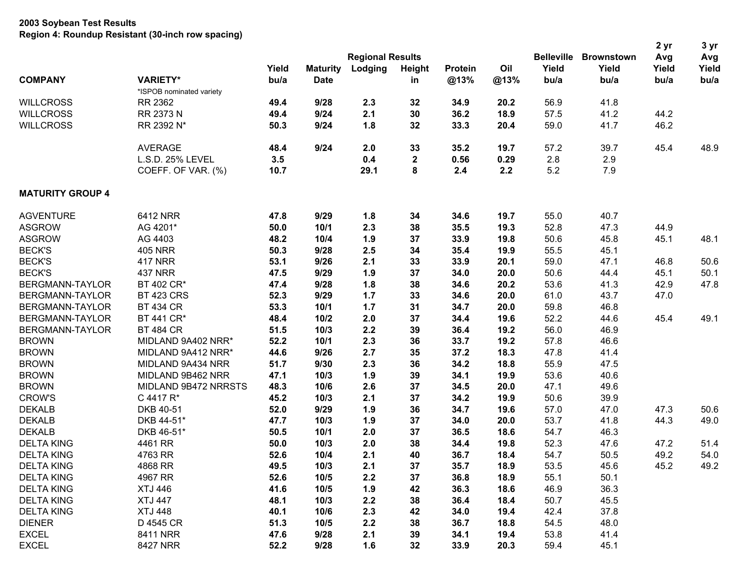**2003 Soybean Test Results**
**Region 4: Roundup Resistant (30-inch row spacing)**

| COMPANY | VARIETY* | Yield bu/a | Maturity Date | Regional Results Lodging | Height in | Protein @13% | Oil @13% | Belleville Yield bu/a | Brownstown Yield bu/a | 2 yr Avg Yield bu/a | 3 yr Avg Yield bu/a |
|---|---|---|---|---|---|---|---|---|---|---|---|
| | *ISPOB nominated variety | | | | | | | | | | |
| WILLCROSS | RR 2362 | **49.4** | **9/28** | **2.3** | **32** | **34.9** | **20.2** | 56.9 | 41.8 | | |
| WILLCROSS | RR 2373 N | **49.4** | **9/24** | **2.1** | **30** | **36.2** | **18.9** | 57.5 | 41.2 | 44.2 | |
| WILLCROSS | RR 2392 N* | **50.3** | **9/24** | **1.8** | **32** | **33.3** | **20.4** | 59.0 | 41.7 | 46.2 | |
| | | | | | | | | | | | |
| | AVERAGE | **48.4** | **9/24** | **2.0** | **33** | **35.2** | **19.7** | 57.2 | 39.7 | 45.4 | 48.9 |
| | L.S.D. 25% LEVEL | **3.5** | | **0.4** | **2** | **0.56** | **0.29** | 2.8 | 2.9 | | |
| | COEFF. OF VAR. (%) | **10.7** | | **29.1** | **8** | **2.4** | **2.2** | 5.2 | 7.9 | | |
| | | | | | | | | | | | |
| **MATURITY GROUP 4** | | | | | | | | | | | |
| | | | | | | | | | | | |
| AGVENTURE | 6412 NRR | **47.8** | **9/29** | **1.8** | **34** | **34.6** | **19.7** | 55.0 | 40.7 | | |
| ASGROW | AG 4201* | **50.0** | **10/1** | **2.3** | **38** | **35.5** | **19.3** | 52.8 | 47.3 | 44.9 | |
| ASGROW | AG 4403 | **48.2** | **10/4** | **1.9** | **37** | **33.9** | **19.8** | 50.6 | 45.8 | 45.1 | 48.1 |
| BECK'S | 405 NRR | **50.3** | **9/28** | **2.5** | **34** | **35.4** | **19.9** | 55.5 | 45.1 | | |
| BECK'S | 417 NRR | **53.1** | **9/26** | **2.1** | **33** | **33.9** | **20.1** | 59.0 | 47.1 | 46.8 | 50.6 |
| BECK'S | 437 NRR | **47.5** | **9/29** | **1.9** | **37** | **34.0** | **20.0** | 50.6 | 44.4 | 45.1 | 50.1 |
| BERGMANN-TAYLOR | BT 402 CR* | **47.4** | **9/28** | **1.8** | **38** | **34.6** | **20.2** | 53.6 | 41.3 | 42.9 | 47.8 |
| BERGMANN-TAYLOR | BT 423 CRS | **52.3** | **9/29** | **1.7** | **33** | **34.6** | **20.0** | 61.0 | 43.7 | 47.0 | |
| BERGMANN-TAYLOR | BT 434 CR | **53.3** | **10/1** | **1.7** | **31** | **34.7** | **20.0** | 59.8 | 46.8 | | |
| BERGMANN-TAYLOR | BT 441 CR* | **48.4** | **10/2** | **2.0** | **37** | **34.4** | **19.6** | 52.2 | 44.6 | 45.4 | 49.1 |
| BERGMANN-TAYLOR | BT 484 CR | **51.5** | **10/3** | **2.2** | **39** | **36.4** | **19.2** | 56.0 | 46.9 | | |
| BROWN | MIDLAND 9A402 NRR* | **52.2** | **10/1** | **2.3** | **36** | **33.7** | **19.2** | 57.8 | 46.6 | | |
| BROWN | MIDLAND 9A412 NRR* | **44.6** | **9/26** | **2.7** | **35** | **37.2** | **18.3** | 47.8 | 41.4 | | |
| BROWN | MIDLAND 9A434 NRR | **51.7** | **9/30** | **2.3** | **36** | **34.2** | **18.8** | 55.9 | 47.5 | | |
| BROWN | MIDLAND 9B462 NRR | **47.1** | **10/3** | **1.9** | **39** | **34.1** | **19.9** | 53.6 | 40.6 | | |
| BROWN | MIDLAND 9B472 NRRSTS | **48.3** | **10/6** | **2.6** | **37** | **34.5** | **20.0** | 47.1 | 49.6 | | |
| CROW'S | C 4417 R* | **45.2** | **10/3** | **2.1** | **37** | **34.2** | **19.9** | 50.6 | 39.9 | | |
| DEKALB | DKB 40-51 | **52.0** | **9/29** | **1.9** | **36** | **34.7** | **19.6** | 57.0 | 47.0 | 47.3 | 50.6 |
| DEKALB | DKB 44-51* | **47.7** | **10/3** | **1.9** | **37** | **34.0** | **20.0** | 53.7 | 41.8 | 44.3 | 49.0 |
| DEKALB | DKB 46-51* | **50.5** | **10/1** | **2.0** | **37** | **36.5** | **18.6** | 54.7 | 46.3 | | |
| DELTA KING | 4461 RR | **50.0** | **10/3** | **2.0** | **38** | **34.4** | **19.8** | 52.3 | 47.6 | 47.2 | 51.4 |
| DELTA KING | 4763 RR | **52.6** | **10/4** | **2.1** | **40** | **36.7** | **18.4** | 54.7 | 50.5 | 49.2 | 54.0 |
| DELTA KING | 4868 RR | **49.5** | **10/3** | **2.1** | **37** | **35.7** | **18.9** | 53.5 | 45.6 | 45.2 | 49.2 |
| DELTA KING | 4967 RR | **52.6** | **10/5** | **2.2** | **37** | **36.8** | **18.9** | 55.1 | 50.1 | | |
| DELTA KING | XTJ 446 | **41.6** | **10/5** | **1.9** | **42** | **36.3** | **18.6** | 46.9 | 36.3 | | |
| DELTA KING | XTJ 447 | **48.1** | **10/3** | **2.2** | **38** | **36.4** | **18.4** | 50.7 | 45.5 | | |
| DELTA KING | XTJ 448 | **40.1** | **10/6** | **2.3** | **42** | **34.0** | **19.4** | 42.4 | 37.8 | | |
| DIENER | D 4545 CR | **51.3** | **10/5** | **2.2** | **38** | **36.7** | **18.8** | 54.5 | 48.0 | | |
| EXCEL | 8411 NRR | **47.6** | **9/28** | **2.1** | **39** | **34.1** | **19.4** | 53.8 | 41.4 | | |
| EXCEL | 8427 NRR | **52.2** | **9/28** | **1.6** | **32** | **33.9** | **20.3** | 59.4 | 45.1 | | |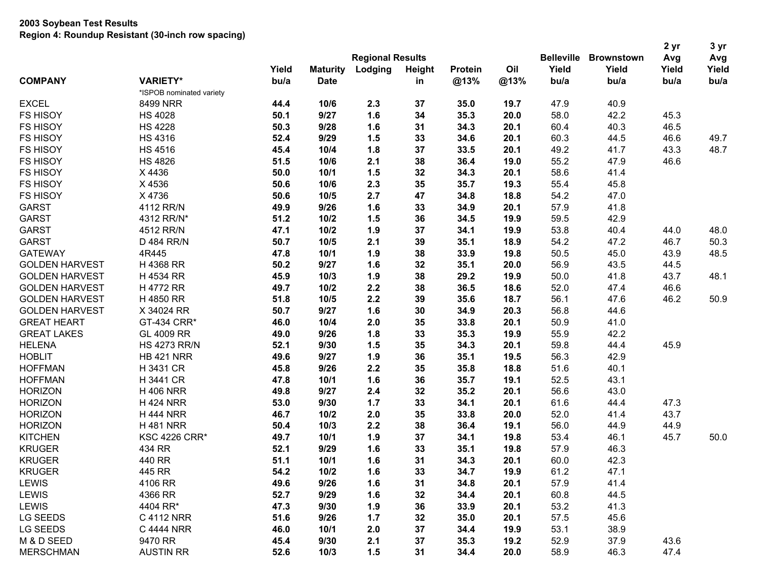**2003 Soybean Test Results**
**Region 4: Roundup Resistant (30-inch row spacing)**

| COMPANY | VARIETY* | Yield bu/a | Maturity Date | Lodging | Height in | Protein @13% | Oil @13% | Belleville Yield bu/a | Brownstown Yield bu/a | 2 yr Avg Yield bu/a | 3 yr Avg Yield bu/a |
|---|---|---|---|---|---|---|---|---|---|---|---|
| | | Regional Results | | | | | | | | | |
| | *ISPOB nominated variety | | | | | | | | | | |
| EXCEL | 8499 NRR | **44.4** | **10/6** | **2.3** | **37** | **35.0** | **19.7** | 47.9 | 40.9 | | |
| FS HISOY | HS 4028 | **50.1** | **9/27** | **1.6** | **34** | **35.3** | **20.0** | 58.0 | 42.2 | 45.3 | |
| FS HISOY | HS 4228 | **50.3** | **9/28** | **1.6** | **31** | **34.3** | **20.1** | 60.4 | 40.3 | 46.5 | |
| FS HISOY | HS 4316 | **52.4** | **9/29** | **1.5** | **33** | **34.6** | **20.1** | 60.3 | 44.5 | 46.6 | 49.7 |
| FS HISOY | HS 4516 | **45.4** | **10/4** | **1.8** | **37** | **33.5** | **20.1** | 49.2 | 41.7 | 43.3 | 48.7 |
| FS HISOY | HS 4826 | **51.5** | **10/6** | **2.1** | **38** | **36.4** | **19.0** | 55.2 | 47.9 | 46.6 | |
| FS HISOY | X 4436 | **50.0** | **10/1** | **1.5** | **32** | **34.3** | **20.1** | 58.6 | 41.4 | | |
| FS HISOY | X 4536 | **50.6** | **10/6** | **2.3** | **35** | **35.7** | **19.3** | 55.4 | 45.8 | | |
| FS HISOY | X 4736 | **50.6** | **10/5** | **2.7** | **47** | **34.8** | **18.8** | 54.2 | 47.0 | | |
| GARST | 4112 RR/N | **49.9** | **9/26** | **1.6** | **33** | **34.9** | **20.1** | 57.9 | 41.8 | | |
| GARST | 4312 RR/N* | **51.2** | **10/2** | **1.5** | **36** | **34.5** | **19.9** | 59.5 | 42.9 | | |
| GARST | 4512 RR/N | **47.1** | **10/2** | **1.9** | **37** | **34.1** | **19.9** | 53.8 | 40.4 | 44.0 | 48.0 |
| GARST | D 484 RR/N | **50.7** | **10/5** | **2.1** | **39** | **35.1** | **18.9** | 54.2 | 47.2 | 46.7 | 50.3 |
| GATEWAY | 4R445 | **47.8** | **10/1** | **1.9** | **38** | **33.9** | **19.8** | 50.5 | 45.0 | 43.9 | 48.5 |
| GOLDEN HARVEST | H 4368 RR | **50.2** | **9/27** | **1.6** | **32** | **35.1** | **20.0** | 56.9 | 43.5 | 44.5 | |
| GOLDEN HARVEST | H 4534 RR | **45.9** | **10/3** | **1.9** | **38** | **29.2** | **19.9** | 50.0 | 41.8 | 43.7 | 48.1 |
| GOLDEN HARVEST | H 4772 RR | **49.7** | **10/2** | **2.2** | **38** | **36.5** | **18.6** | 52.0 | 47.4 | 46.6 | |
| GOLDEN HARVEST | H 4850 RR | **51.8** | **10/5** | **2.2** | **39** | **35.6** | **18.7** | 56.1 | 47.6 | 46.2 | 50.9 |
| GOLDEN HARVEST | X 34024 RR | **50.7** | **9/27** | **1.6** | **30** | **34.9** | **20.3** | 56.8 | 44.6 | | |
| GREAT HEART | GT-434 CRR* | **46.0** | **10/4** | **2.0** | **35** | **33.8** | **20.1** | 50.9 | 41.0 | | |
| GREAT LAKES | GL 4009 RR | **49.0** | **9/26** | **1.8** | **33** | **35.3** | **19.9** | 55.9 | 42.2 | | |
| HELENA | HS 4273 RR/N | **52.1** | **9/30** | **1.5** | **35** | **34.3** | **20.1** | 59.8 | 44.4 | 45.9 | |
| HOBLIT | HB 421 NRR | **49.6** | **9/27** | **1.9** | **36** | **35.1** | **19.5** | 56.3 | 42.9 | | |
| HOFFMAN | H 3431 CR | **45.8** | **9/26** | **2.2** | **35** | **35.8** | **18.8** | 51.6 | 40.1 | | |
| HOFFMAN | H 3441 CR | **47.8** | **10/1** | **1.6** | **36** | **35.7** | **19.1** | 52.5 | 43.1 | | |
| HORIZON | H 406 NRR | **49.8** | **9/27** | **2.4** | **32** | **35.2** | **20.1** | 56.6 | 43.0 | | |
| HORIZON | H 424 NRR | **53.0** | **9/30** | **1.7** | **33** | **34.1** | **20.1** | 61.6 | 44.4 | 47.3 | |
| HORIZON | H 444 NRR | **46.7** | **10/2** | **2.0** | **35** | **33.8** | **20.0** | 52.0 | 41.4 | 43.7 | |
| HORIZON | H 481 NRR | **50.4** | **10/3** | **2.2** | **38** | **36.4** | **19.1** | 56.0 | 44.9 | 44.9 | |
| KITCHEN | KSC 4226 CRR* | **49.7** | **10/1** | **1.9** | **37** | **34.1** | **19.8** | 53.4 | 46.1 | 45.7 | 50.0 |
| KRUGER | 434 RR | **52.1** | **9/29** | **1.6** | **33** | **35.1** | **19.8** | 57.9 | 46.3 | | |
| KRUGER | 440 RR | **51.1** | **10/1** | **1.6** | **31** | **34.3** | **20.1** | 60.0 | 42.3 | | |
| KRUGER | 445 RR | **54.2** | **10/2** | **1.6** | **33** | **34.7** | **19.9** | 61.2 | 47.1 | | |
| LEWIS | 4106 RR | **49.6** | **9/26** | **1.6** | **31** | **34.8** | **20.1** | 57.9 | 41.4 | | |
| LEWIS | 4366 RR | **52.7** | **9/29** | **1.6** | **32** | **34.4** | **20.1** | 60.8 | 44.5 | | |
| LEWIS | 4404 RR* | **47.3** | **9/30** | **1.9** | **36** | **33.9** | **20.1** | 53.2 | 41.3 | | |
| LG SEEDS | C 4112 NRR | **51.6** | **9/26** | **1.7** | **32** | **35.0** | **20.1** | 57.5 | 45.6 | | |
| LG SEEDS | C 4444 NRR | **46.0** | **10/1** | **2.0** | **37** | **34.4** | **19.9** | 53.1 | 38.9 | | |
| M & D SEED | 9470 RR | **45.4** | **9/30** | **2.1** | **37** | **35.3** | **19.2** | 52.9 | 37.9 | 43.6 | |
| MERSCHMAN | AUSTIN RR | **52.6** | **10/3** | **1.5** | **31** | **34.4** | **20.0** | 58.9 | 46.3 | 47.4 | |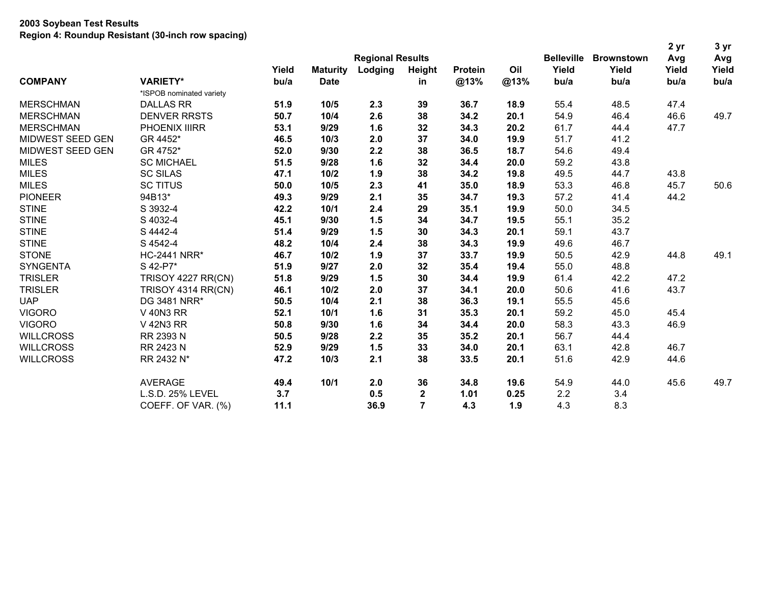**2003 Soybean Test Results**
**Region 4: Roundup Resistant (30-inch row spacing)**

| | | | | Regional Results | | | | | | 2 yr | 3 yr |
|---|---|---|---|---|---|---|---|---|---|---|---|
| | | Yield | Maturity | Lodging | Height | Protein | Oil | Belleville Yield | Brownstown Yield | Avg Yield | Avg Yield |
| **COMPANY** | **VARIETY*** *ISPOB nominated variety | **bu/a** | **Date** | | **in** | **@13%** | **@13%** | **bu/a** | **bu/a** | **bu/a** | **bu/a** |
| MERSCHMAN | DALLAS RR | **51.9** | **10/5** | **2.3** | **39** | **36.7** | **18.9** | 55.4 | 48.5 | 47.4 | |
| MERSCHMAN | DENVER RRSTS | **50.7** | **10/4** | **2.6** | **38** | **34.2** | **20.1** | 54.9 | 46.4 | 46.6 | 49.7 |
| MERSCHMAN | PHOENIX IIIRR | **53.1** | **9/29** | **1.6** | **32** | **34.3** | **20.2** | 61.7 | 44.4 | 47.7 | |
| MIDWEST SEED GEN | GR 4452* | **46.5** | **10/3** | **2.0** | **37** | **34.0** | **19.9** | 51.7 | 41.2 | | |
| MIDWEST SEED GEN | GR 4752* | **52.0** | **9/30** | **2.2** | **38** | **36.5** | **18.7** | 54.6 | 49.4 | | |
| MILES | SC MICHAEL | **51.5** | **9/28** | **1.6** | **32** | **34.4** | **20.0** | 59.2 | 43.8 | | |
| MILES | SC SILAS | **47.1** | **10/2** | **1.9** | **38** | **34.2** | **19.8** | 49.5 | 44.7 | 43.8 | |
| MILES | SC TITUS | **50.0** | **10/5** | **2.3** | **41** | **35.0** | **18.9** | 53.3 | 46.8 | 45.7 | 50.6 |
| PIONEER | 94B13* | **49.3** | **9/29** | **2.1** | **35** | **34.7** | **19.3** | 57.2 | 41.4 | 44.2 | |
| STINE | S 3932-4 | **42.2** | **10/1** | **2.4** | **29** | **35.1** | **19.9** | 50.0 | 34.5 | | |
| STINE | S 4032-4 | **45.1** | **9/30** | **1.5** | **34** | **34.7** | **19.5** | 55.1 | 35.2 | | |
| STINE | S 4442-4 | **51.4** | **9/29** | **1.5** | **30** | **34.3** | **20.1** | 59.1 | 43.7 | | |
| STINE | S 4542-4 | **48.2** | **10/4** | **2.4** | **38** | **34.3** | **19.9** | 49.6 | 46.7 | | |
| STONE | HC-2441 NRR* | **46.7** | **10/2** | **1.9** | **37** | **33.7** | **19.9** | 50.5 | 42.9 | 44.8 | 49.1 |
| SYNGENTA | S 42-P7* | **51.9** | **9/27** | **2.0** | **32** | **35.4** | **19.4** | 55.0 | 48.8 | | |
| TRISLER | TRISOY 4227 RR(CN) | **51.8** | **9/29** | **1.5** | **30** | **34.4** | **19.9** | 61.4 | 42.2 | 47.2 | |
| TRISLER | TRISOY 4314 RR(CN) | **46.1** | **10/2** | **2.0** | **37** | **34.1** | **20.0** | 50.6 | 41.6 | 43.7 | |
| UAP | DG 3481 NRR* | **50.5** | **10/4** | **2.1** | **38** | **36.3** | **19.1** | 55.5 | 45.6 | | |
| VIGORO | V 40N3 RR | **52.1** | **10/1** | **1.6** | **31** | **35.3** | **20.1** | 59.2 | 45.0 | 45.4 | |
| VIGORO | V 42N3 RR | **50.8** | **9/30** | **1.6** | **34** | **34.4** | **20.0** | 58.3 | 43.3 | 46.9 | |
| WILLCROSS | RR 2393 N | **50.5** | **9/28** | **2.2** | **35** | **35.2** | **20.1** | 56.7 | 44.4 | | |
| WILLCROSS | RR 2423 N | **52.9** | **9/29** | **1.5** | **33** | **34.0** | **20.1** | 63.1 | 42.8 | 46.7 | |
| WILLCROSS | RR 2432 N* | **47.2** | **10/3** | **2.1** | **38** | **33.5** | **20.1** | 51.6 | 42.9 | 44.6 | |
| | AVERAGE | **49.4** | **10/1** | **2.0** | **36** | **34.8** | **19.6** | 54.9 | 44.0 | 45.6 | 49.7 |
| | L.S.D. 25% LEVEL | **3.7** | | **0.5** | **2** | **1.01** | **0.25** | 2.2 | 3.4 | | |
| | COEFF. OF VAR. (%) | **11.1** | | **36.9** | **7** | **4.3** | **1.9** | 4.3 | 8.3 | | |